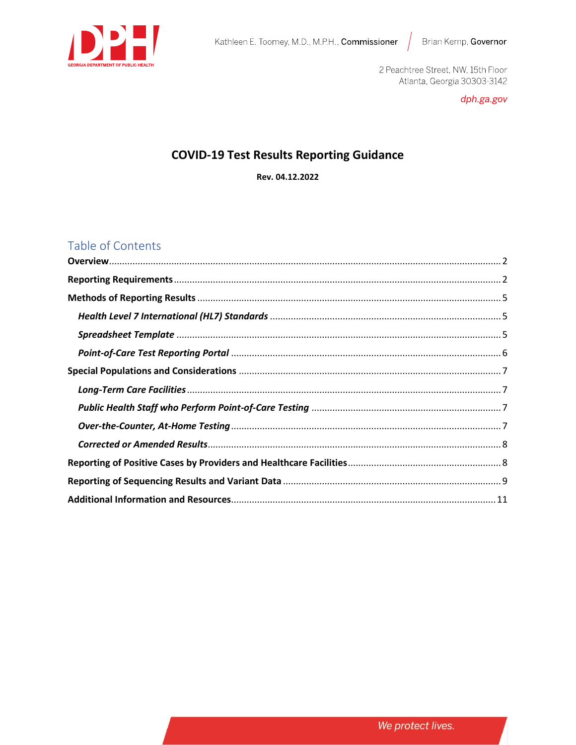Kathleen E. Toomey, M.D., M.P.H., **Commissioner** | Brian Kemp, **Governor**

2 Peachtree Street, NW, 15th Floor
Atlanta, Georgia 30303-3142

*dph.ga.gov*

# COVID-19 Test Results Reporting Guidance

**Rev. 04.12.2022**

## Table of Contents

**Overview** ..... 2

**Reporting Requirements** ..... 2

**Methods of Reporting Results** ..... 5

- ***Health Level 7 International (HL7) Standards*** ..... 5
- ***Spreadsheet Template*** ..... 5
- ***Point-of-Care Test Reporting Portal*** ..... 6

**Special Populations and Considerations** ..... 7

- ***Long-Term Care Facilities*** ..... 7
- ***Public Health Staff who Perform Point-of-Care Testing*** ..... 7
- ***Over-the-Counter, At-Home Testing*** ..... 7
- ***Corrected or Amended Results*** ..... 8

**Reporting of Positive Cases by Providers and Healthcare Facilities** ..... 8

**Reporting of Sequencing Results and Variant Data** ..... 9

**Additional Information and Resources** ..... 11

*We protect lives.*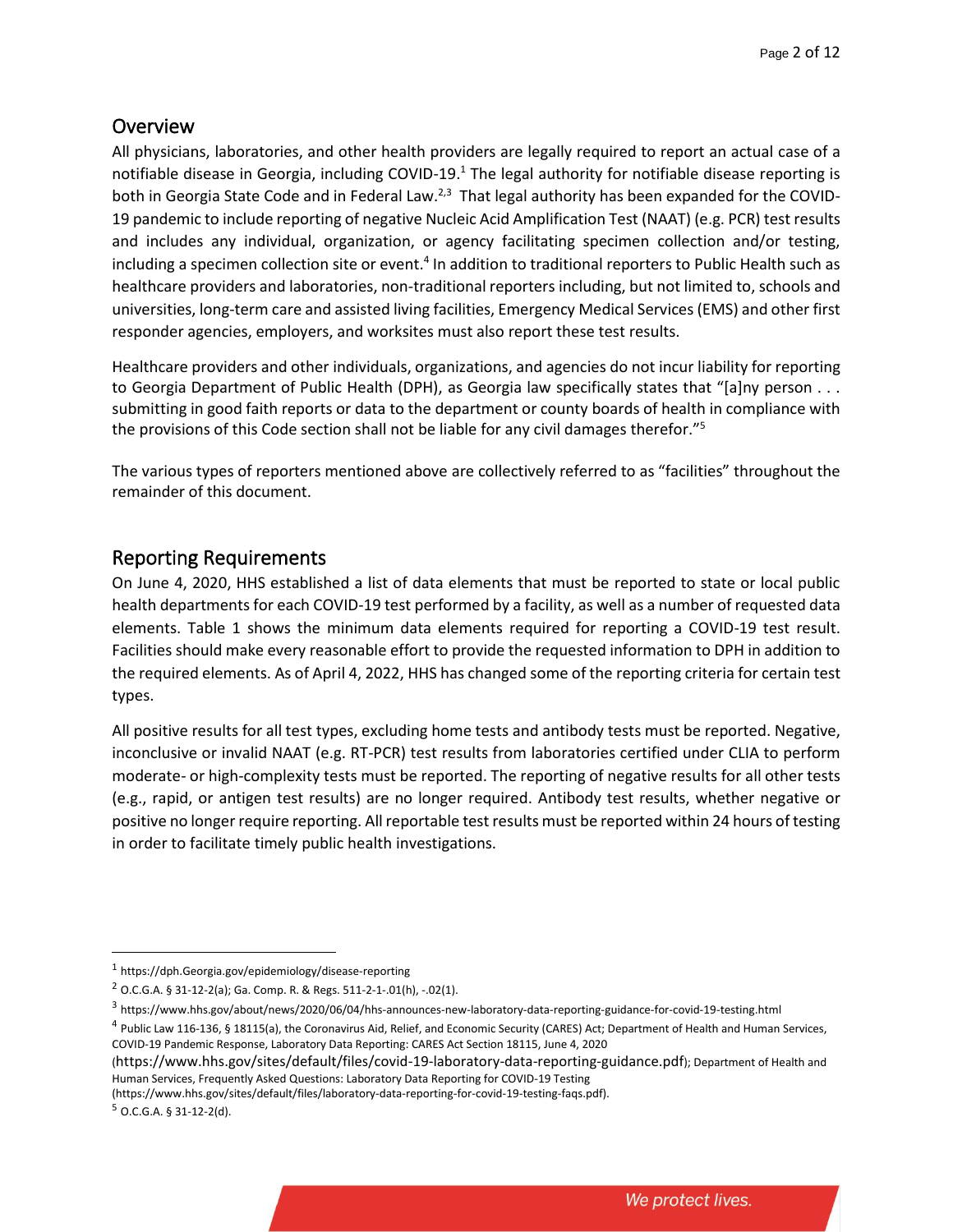## Overview

All physicians, laboratories, and other health providers are legally required to report an actual case of a notifiable disease in Georgia, including COVID-19.[1] The legal authority for notifiable disease reporting is both in Georgia State Code and in Federal Law.[2,3] That legal authority has been expanded for the COVID-19 pandemic to include reporting of negative Nucleic Acid Amplification Test (NAAT) (e.g. PCR) test results and includes any individual, organization, or agency facilitating specimen collection and/or testing, including a specimen collection site or event.[4] In addition to traditional reporters to Public Health such as healthcare providers and laboratories, non-traditional reporters including, but not limited to, schools and universities, long-term care and assisted living facilities, Emergency Medical Services (EMS) and other first responder agencies, employers, and worksites must also report these test results.

Healthcare providers and other individuals, organizations, and agencies do not incur liability for reporting to Georgia Department of Public Health (DPH), as Georgia law specifically states that "[a]ny person . . . submitting in good faith reports or data to the department or county boards of health in compliance with the provisions of this Code section shall not be liable for any civil damages therefor."[5]

The various types of reporters mentioned above are collectively referred to as "facilities" throughout the remainder of this document.

## Reporting Requirements

On June 4, 2020, HHS established a list of data elements that must be reported to state or local public health departments for each COVID-19 test performed by a facility, as well as a number of requested data elements. Table 1 shows the minimum data elements required for reporting a COVID-19 test result. Facilities should make every reasonable effort to provide the requested information to DPH in addition to the required elements. As of April 4, 2022, HHS has changed some of the reporting criteria for certain test types.

All positive results for all test types, excluding home tests and antibody tests must be reported. Negative, inconclusive or invalid NAAT (e.g. RT-PCR) test results from laboratories certified under CLIA to perform moderate- or high-complexity tests must be reported. The reporting of negative results for all other tests (e.g., rapid, or antigen test results) are no longer required. Antibody test results, whether negative or positive no longer require reporting. All reportable test results must be reported within 24 hours of testing in order to facilitate timely public health investigations.

---

[1] https://dph.Georgia.gov/epidemiology/disease-reporting

[2] O.C.G.A. § 31-12-2(a); Ga. Comp. R. & Regs. 511-2-1-.01(h), -.02(1).

[3] https://www.hhs.gov/about/news/2020/06/04/hhs-announces-new-laboratory-data-reporting-guidance-for-covid-19-testing.html

[4] Public Law 116-136, § 18115(a), the Coronavirus Aid, Relief, and Economic Security (CARES) Act; Department of Health and Human Services, COVID-19 Pandemic Response, Laboratory Data Reporting: CARES Act Section 18115, June 4, 2020 (https://www.hhs.gov/sites/default/files/covid-19-laboratory-data-reporting-guidance.pdf); Department of Health and Human Services, Frequently Asked Questions: Laboratory Data Reporting for COVID-19 Testing (https://www.hhs.gov/sites/default/files/laboratory-data-reporting-for-covid-19-testing-faqs.pdf).

[5] O.C.G.A. § 31-12-2(d).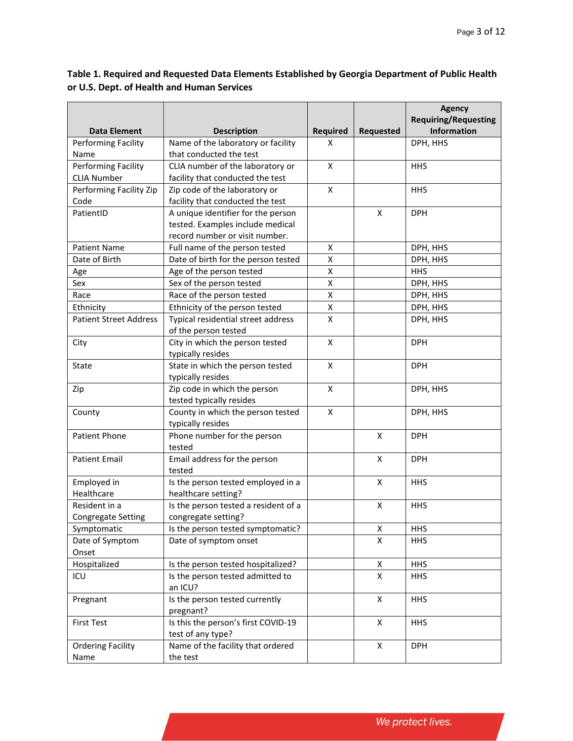**Table 1. Required and Requested Data Elements Established by Georgia Department of Public Health or U.S. Dept. of Health and Human Services**

| Data Element | Description | Required | Requested | Agency Requiring/Requesting Information |
|---|---|---|---|---|
| Performing Facility Name | Name of the laboratory or facility that conducted the test | X | | DPH, HHS |
| Performing Facility CLIA Number | CLIA number of the laboratory or facility that conducted the test | X | | HHS |
| Performing Facility Zip Code | Zip code of the laboratory or facility that conducted the test | X | | HHS |
| PatientID | A unique identifier for the person tested. Examples include medical record number or visit number. | | X | DPH |
| Patient Name | Full name of the person tested | X | | DPH, HHS |
| Date of Birth | Date of birth for the person tested | X | | DPH, HHS |
| Age | Age of the person tested | X | | HHS |
| Sex | Sex of the person tested | X | | DPH, HHS |
| Race | Race of the person tested | X | | DPH, HHS |
| Ethnicity | Ethnicity of the person tested | X | | DPH, HHS |
| Patient Street Address | Typical residential street address of the person tested | X | | DPH, HHS |
| City | City in which the person tested typically resides | X | | DPH |
| State | State in which the person tested typically resides | X | | DPH |
| Zip | Zip code in which the person tested typically resides | X | | DPH, HHS |
| County | County in which the person tested typically resides | X | | DPH, HHS |
| Patient Phone | Phone number for the person tested | | X | DPH |
| Patient Email | Email address for the person tested | | X | DPH |
| Employed in Healthcare | Is the person tested employed in a healthcare setting? | | X | HHS |
| Resident in a Congregate Setting | Is the person tested a resident of a congregate setting? | | X | HHS |
| Symptomatic | Is the person tested symptomatic? | | X | HHS |
| Date of Symptom Onset | Date of symptom onset | | X | HHS |
| Hospitalized | Is the person tested hospitalized? | | X | HHS |
| ICU | Is the person tested admitted to an ICU? | | X | HHS |
| Pregnant | Is the person tested currently pregnant? | | X | HHS |
| First Test | Is this the person's first COVID-19 test of any type? | | X | HHS |
| Ordering Facility Name | Name of the facility that ordered the test | | X | DPH |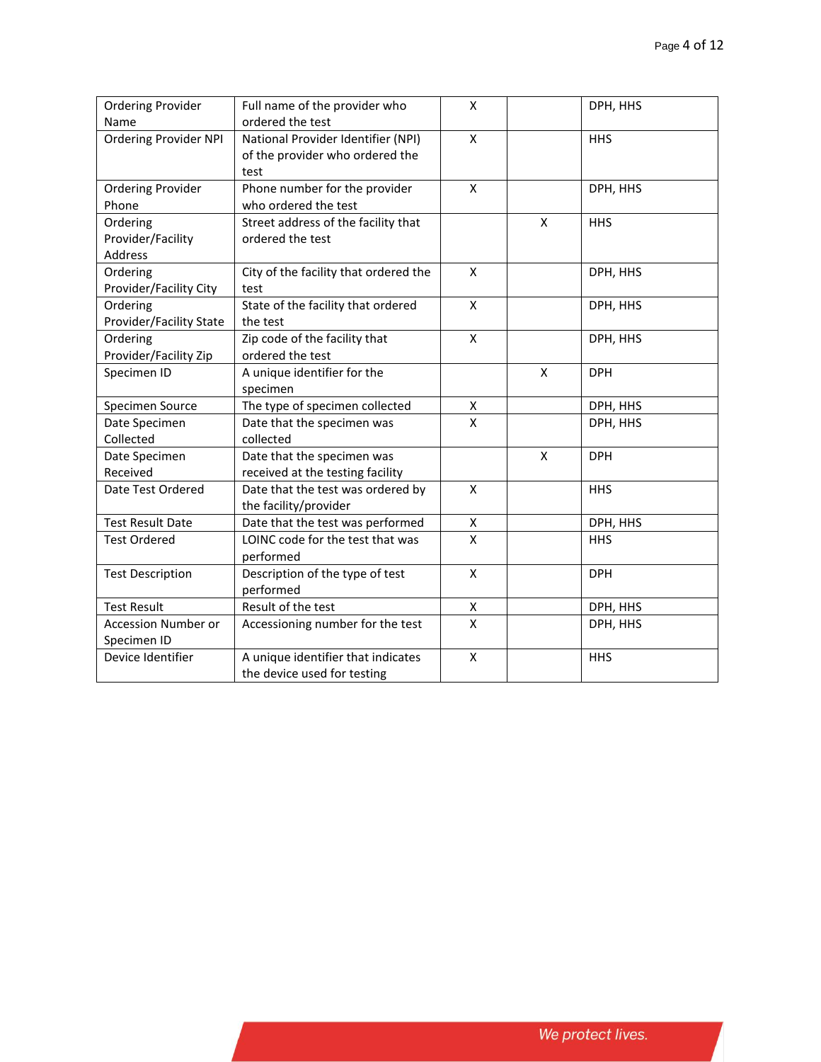| | | | | |
|---|---|---|---|---|
| Ordering Provider Name | Full name of the provider who ordered the test | X | | DPH, HHS |
| Ordering Provider NPI | National Provider Identifier (NPI) of the provider who ordered the test | X | | HHS |
| Ordering Provider Phone | Phone number for the provider who ordered the test | X | | DPH, HHS |
| Ordering Provider/Facility Address | Street address of the facility that ordered the test | | X | HHS |
| Ordering Provider/Facility City | City of the facility that ordered the test | X | | DPH, HHS |
| Ordering Provider/Facility State | State of the facility that ordered the test | X | | DPH, HHS |
| Ordering Provider/Facility Zip | Zip code of the facility that ordered the test | X | | DPH, HHS |
| Specimen ID | A unique identifier for the specimen | | X | DPH |
| Specimen Source | The type of specimen collected | X | | DPH, HHS |
| Date Specimen Collected | Date that the specimen was collected | X | | DPH, HHS |
| Date Specimen Received | Date that the specimen was received at the testing facility | | X | DPH |
| Date Test Ordered | Date that the test was ordered by the facility/provider | X | | HHS |
| Test Result Date | Date that the test was performed | X | | DPH, HHS |
| Test Ordered | LOINC code for the test that was performed | X | | HHS |
| Test Description | Description of the type of test performed | X | | DPH |
| Test Result | Result of the test | X | | DPH, HHS |
| Accession Number or Specimen ID | Accessioning number for the test | X | | DPH, HHS |
| Device Identifier | A unique identifier that indicates the device used for testing | X | | HHS |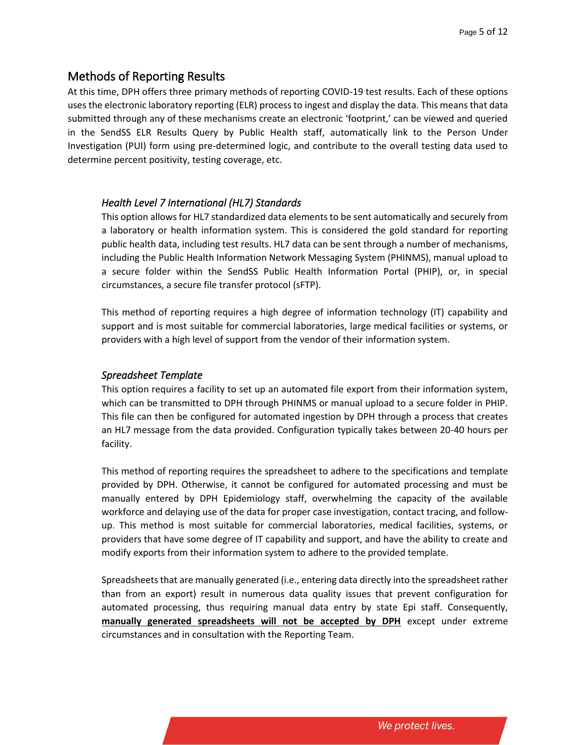## Methods of Reporting Results

At this time, DPH offers three primary methods of reporting COVID-19 test results. Each of these options uses the electronic laboratory reporting (ELR) process to ingest and display the data. This means that data submitted through any of these mechanisms create an electronic 'footprint,' can be viewed and queried in the SendSS ELR Results Query by Public Health staff, automatically link to the Person Under Investigation (PUI) form using pre-determined logic, and contribute to the overall testing data used to determine percent positivity, testing coverage, etc.

### *Health Level 7 International (HL7) Standards*

This option allows for HL7 standardized data elements to be sent automatically and securely from a laboratory or health information system. This is considered the gold standard for reporting public health data, including test results. HL7 data can be sent through a number of mechanisms, including the Public Health Information Network Messaging System (PHINMS), manual upload to a secure folder within the SendSS Public Health Information Portal (PHIP), or, in special circumstances, a secure file transfer protocol (sFTP).

This method of reporting requires a high degree of information technology (IT) capability and support and is most suitable for commercial laboratories, large medical facilities or systems, or providers with a high level of support from the vendor of their information system.

### *Spreadsheet Template*

This option requires a facility to set up an automated file export from their information system, which can be transmitted to DPH through PHINMS or manual upload to a secure folder in PHIP. This file can then be configured for automated ingestion by DPH through a process that creates an HL7 message from the data provided. Configuration typically takes between 20-40 hours per facility.

This method of reporting requires the spreadsheet to adhere to the specifications and template provided by DPH. Otherwise, it cannot be configured for automated processing and must be manually entered by DPH Epidemiology staff, overwhelming the capacity of the available workforce and delaying use of the data for proper case investigation, contact tracing, and follow-up. This method is most suitable for commercial laboratories, medical facilities, systems, or providers that have some degree of IT capability and support, and have the ability to create and modify exports from their information system to adhere to the provided template.

Spreadsheets that are manually generated (i.e., entering data directly into the spreadsheet rather than from an export) result in numerous data quality issues that prevent configuration for automated processing, thus requiring manual data entry by state Epi staff. Consequently, **manually generated spreadsheets will not be accepted by DPH** except under extreme circumstances and in consultation with the Reporting Team.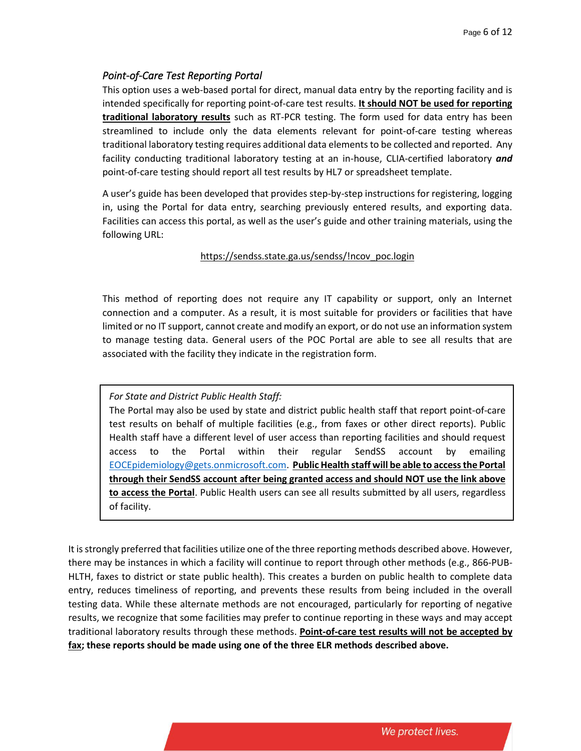### *Point-of-Care Test Reporting Portal*

This option uses a web-based portal for direct, manual data entry by the reporting facility and is intended specifically for reporting point-of-care test results. **<u>It should NOT be used for reporting traditional laboratory results</u>** such as RT-PCR testing. The form used for data entry has been streamlined to include only the data elements relevant for point-of-care testing whereas traditional laboratory testing requires additional data elements to be collected and reported. Any facility conducting traditional laboratory testing at an in-house, CLIA-certified laboratory ***and*** point-of-care testing should report all test results by HL7 or spreadsheet template.

A user's guide has been developed that provides step-by-step instructions for registering, logging in, using the Portal for data entry, searching previously entered results, and exporting data. Facilities can access this portal, as well as the user's guide and other training materials, using the following URL:

https://sendss.state.ga.us/sendss/!ncov_poc.login

This method of reporting does not require any IT capability or support, only an Internet connection and a computer. As a result, it is most suitable for providers or facilities that have limited or no IT support, cannot create and modify an export, or do not use an information system to manage testing data. General users of the POC Portal are able to see all results that are associated with the facility they indicate in the registration form.

> *For State and District Public Health Staff:*
>
> The Portal may also be used by state and district public health staff that report point-of-care test results on behalf of multiple facilities (e.g., from faxes or other direct reports). Public Health staff have a different level of user access than reporting facilities and should request access to the Portal within their regular SendSS account by emailing EOCEpidemiology@gets.onmicrosoft.com. **<u>Public Health staff will be able to access the Portal through their SendSS account after being granted access and should NOT use the link above to access the Portal</u>**. Public Health users can see all results submitted by all users, regardless of facility.

It is strongly preferred that facilities utilize one of the three reporting methods described above. However, there may be instances in which a facility will continue to report through other methods (e.g., 866-PUB-HLTH, faxes to district or state public health). This creates a burden on public health to complete data entry, reduces timeliness of reporting, and prevents these results from being included in the overall testing data. While these alternate methods are not encouraged, particularly for reporting of negative results, we recognize that some facilities may prefer to continue reporting in these ways and may accept traditional laboratory results through these methods. **<u>Point-of-care test results will not be accepted by fax</u>; these reports should be made using one of the three ELR methods described above.**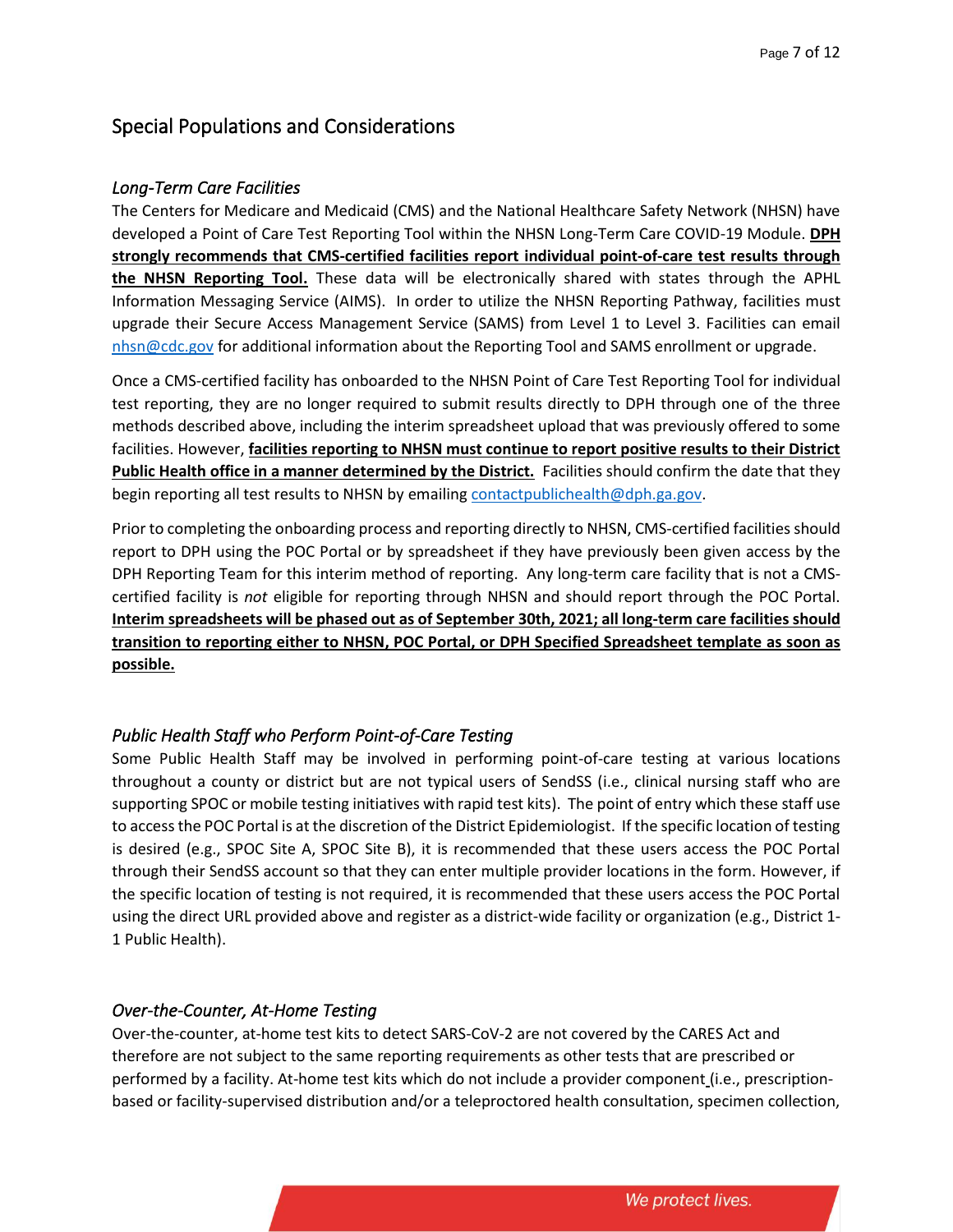## Special Populations and Considerations

### *Long-Term Care Facilities*

The Centers for Medicare and Medicaid (CMS) and the National Healthcare Safety Network (NHSN) have developed a Point of Care Test Reporting Tool within the NHSN Long-Term Care COVID-19 Module. **DPH strongly recommends that CMS-certified facilities report individual point-of-care test results through the NHSN Reporting Tool.** These data will be electronically shared with states through the APHL Information Messaging Service (AIMS). In order to utilize the NHSN Reporting Pathway, facilities must upgrade their Secure Access Management Service (SAMS) from Level 1 to Level 3. Facilities can email nhsn@cdc.gov for additional information about the Reporting Tool and SAMS enrollment or upgrade.

Once a CMS-certified facility has onboarded to the NHSN Point of Care Test Reporting Tool for individual test reporting, they are no longer required to submit results directly to DPH through one of the three methods described above, including the interim spreadsheet upload that was previously offered to some facilities. However, **facilities reporting to NHSN must continue to report positive results to their District Public Health office in a manner determined by the District.** Facilities should confirm the date that they begin reporting all test results to NHSN by emailing contactpublichealth@dph.ga.gov.

Prior to completing the onboarding process and reporting directly to NHSN, CMS-certified facilities should report to DPH using the POC Portal or by spreadsheet if they have previously been given access by the DPH Reporting Team for this interim method of reporting. Any long-term care facility that is not a CMS-certified facility is *not* eligible for reporting through NHSN and should report through the POC Portal. **Interim spreadsheets will be phased out as of September 30th, 2021; all long-term care facilities should transition to reporting either to NHSN, POC Portal, or DPH Specified Spreadsheet template as soon as possible.**

### *Public Health Staff who Perform Point-of-Care Testing*

Some Public Health Staff may be involved in performing point-of-care testing at various locations throughout a county or district but are not typical users of SendSS (i.e., clinical nursing staff who are supporting SPOC or mobile testing initiatives with rapid test kits). The point of entry which these staff use to access the POC Portal is at the discretion of the District Epidemiologist. If the specific location of testing is desired (e.g., SPOC Site A, SPOC Site B), it is recommended that these users access the POC Portal through their SendSS account so that they can enter multiple provider locations in the form. However, if the specific location of testing is not required, it is recommended that these users access the POC Portal using the direct URL provided above and register as a district-wide facility or organization (e.g., District 1-1 Public Health).

### *Over-the-Counter, At-Home Testing*

Over-the-counter, at-home test kits to detect SARS-CoV-2 are not covered by the CARES Act and therefore are not subject to the same reporting requirements as other tests that are prescribed or performed by a facility. At-home test kits which do not include a provider component (i.e., prescription-based or facility-supervised distribution and/or a teleproctored health consultation, specimen collection,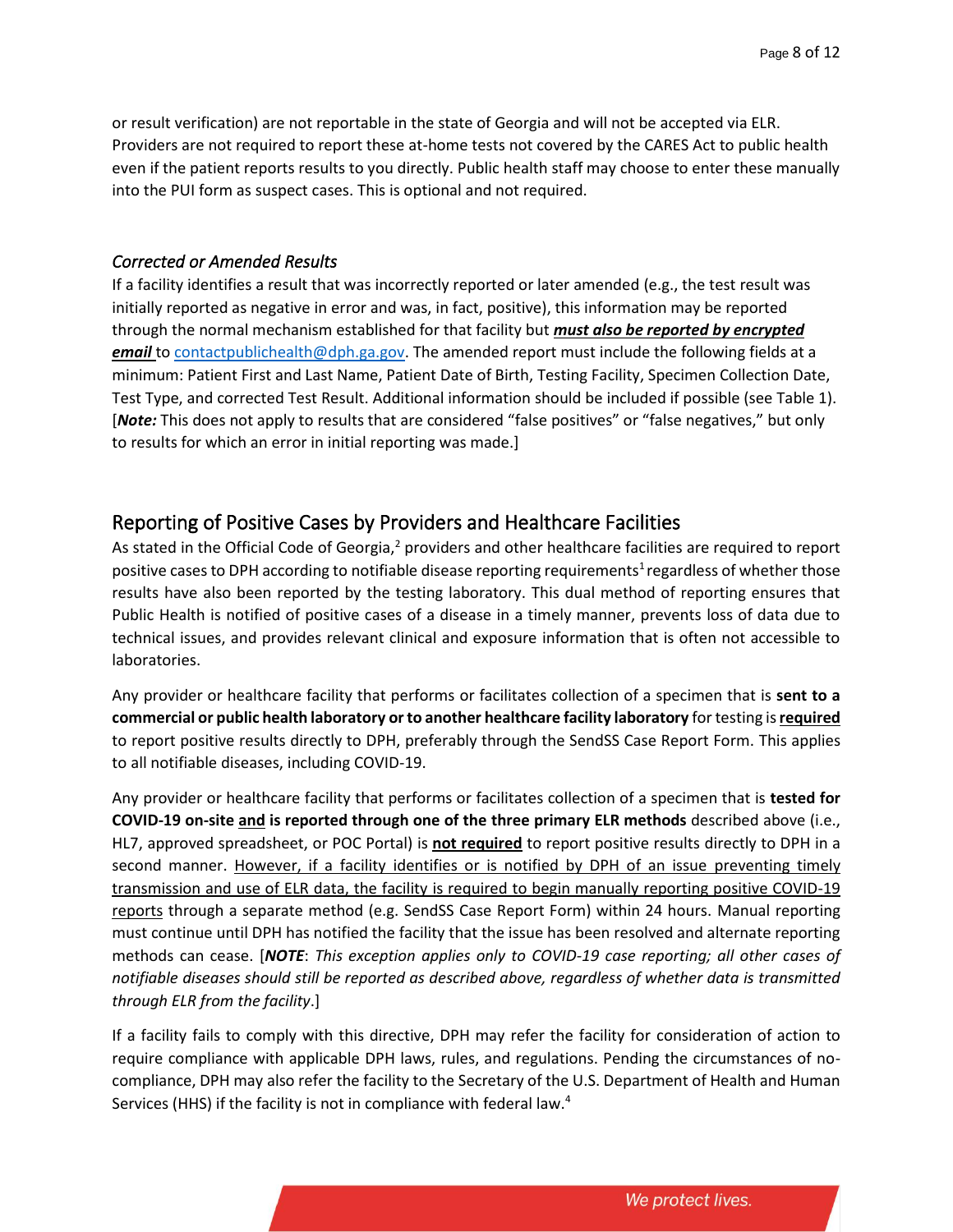or result verification) are not reportable in the state of Georgia and will not be accepted via ELR. Providers are not required to report these at-home tests not covered by the CARES Act to public health even if the patient reports results to you directly. Public health staff may choose to enter these manually into the PUI form as suspect cases. This is optional and not required.

### *Corrected or Amended Results*

If a facility identifies a result that was incorrectly reported or later amended (e.g., the test result was initially reported as negative in error and was, in fact, positive), this information may be reported through the normal mechanism established for that facility but ***must also be reported by encrypted email*** to contactpublichealth@dph.ga.gov. The amended report must include the following fields at a minimum: Patient First and Last Name, Patient Date of Birth, Testing Facility, Specimen Collection Date, Test Type, and corrected Test Result. Additional information should be included if possible (see Table 1). [***Note:*** This does not apply to results that are considered "false positives" or "false negatives," but only to results for which an error in initial reporting was made.]

## Reporting of Positive Cases by Providers and Healthcare Facilities

As stated in the Official Code of Georgia,[2] providers and other healthcare facilities are required to report positive cases to DPH according to notifiable disease reporting requirements[1] regardless of whether those results have also been reported by the testing laboratory. This dual method of reporting ensures that Public Health is notified of positive cases of a disease in a timely manner, prevents loss of data due to technical issues, and provides relevant clinical and exposure information that is often not accessible to laboratories.

Any provider or healthcare facility that performs or facilitates collection of a specimen that is **sent to a commercial or public health laboratory or to another healthcare facility laboratory** for testing is **required** to report positive results directly to DPH, preferably through the SendSS Case Report Form. This applies to all notifiable diseases, including COVID-19.

Any provider or healthcare facility that performs or facilitates collection of a specimen that is **tested for COVID-19 on-site and is reported through one of the three primary ELR methods** described above (i.e., HL7, approved spreadsheet, or POC Portal) is **not required** to report positive results directly to DPH in a second manner. However, if a facility identifies or is notified by DPH of an issue preventing timely transmission and use of ELR data, the facility is required to begin manually reporting positive COVID-19 reports through a separate method (e.g. SendSS Case Report Form) within 24 hours. Manual reporting must continue until DPH has notified the facility that the issue has been resolved and alternate reporting methods can cease. [***NOTE***: *This exception applies only to COVID-19 case reporting; all other cases of notifiable diseases should still be reported as described above, regardless of whether data is transmitted through ELR from the facility*.]

If a facility fails to comply with this directive, DPH may refer the facility for consideration of action to require compliance with applicable DPH laws, rules, and regulations. Pending the circumstances of no-compliance, DPH may also refer the facility to the Secretary of the U.S. Department of Health and Human Services (HHS) if the facility is not in compliance with federal law.[4]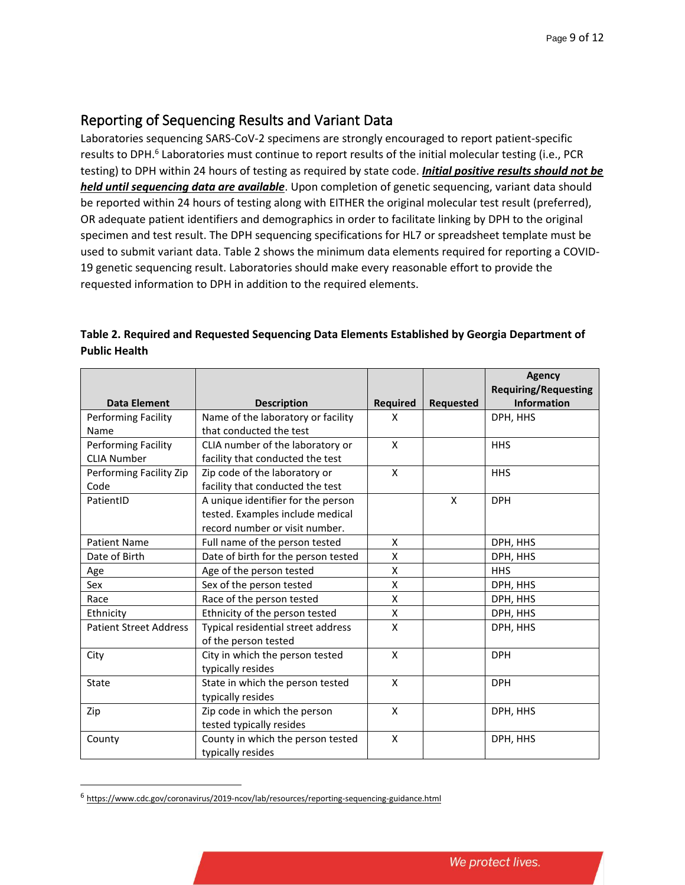## Reporting of Sequencing Results and Variant Data

Laboratories sequencing SARS-CoV-2 specimens are strongly encouraged to report patient-specific results to DPH.[6] Laboratories must continue to report results of the initial molecular testing (i.e., PCR testing) to DPH within 24 hours of testing as required by state code. ***Initial positive results should not be held until sequencing data are available***. Upon completion of genetic sequencing, variant data should be reported within 24 hours of testing along with EITHER the original molecular test result (preferred), OR adequate patient identifiers and demographics in order to facilitate linking by DPH to the original specimen and test result. The DPH sequencing specifications for HL7 or spreadsheet template must be used to submit variant data. Table 2 shows the minimum data elements required for reporting a COVID-19 genetic sequencing result. Laboratories should make every reasonable effort to provide the requested information to DPH in addition to the required elements.

**Table 2. Required and Requested Sequencing Data Elements Established by Georgia Department of Public Health**

| Data Element | Description | Required | Requested | Agency Requiring/Requesting Information |
|---|---|---|---|---|
| Performing Facility Name | Name of the laboratory or facility that conducted the test | X | | DPH, HHS |
| Performing Facility CLIA Number | CLIA number of the laboratory or facility that conducted the test | X | | HHS |
| Performing Facility Zip Code | Zip code of the laboratory or facility that conducted the test | X | | HHS |
| PatientID | A unique identifier for the person tested. Examples include medical record number or visit number. | | X | DPH |
| Patient Name | Full name of the person tested | X | | DPH, HHS |
| Date of Birth | Date of birth for the person tested | X | | DPH, HHS |
| Age | Age of the person tested | X | | HHS |
| Sex | Sex of the person tested | X | | DPH, HHS |
| Race | Race of the person tested | X | | DPH, HHS |
| Ethnicity | Ethnicity of the person tested | X | | DPH, HHS |
| Patient Street Address | Typical residential street address of the person tested | X | | DPH, HHS |
| City | City in which the person tested typically resides | X | | DPH |
| State | State in which the person tested typically resides | X | | DPH |
| Zip | Zip code in which the person tested typically resides | X | | DPH, HHS |
| County | County in which the person tested typically resides | X | | DPH, HHS |

[6] https://www.cdc.gov/coronavirus/2019-ncov/lab/resources/reporting-sequencing-guidance.html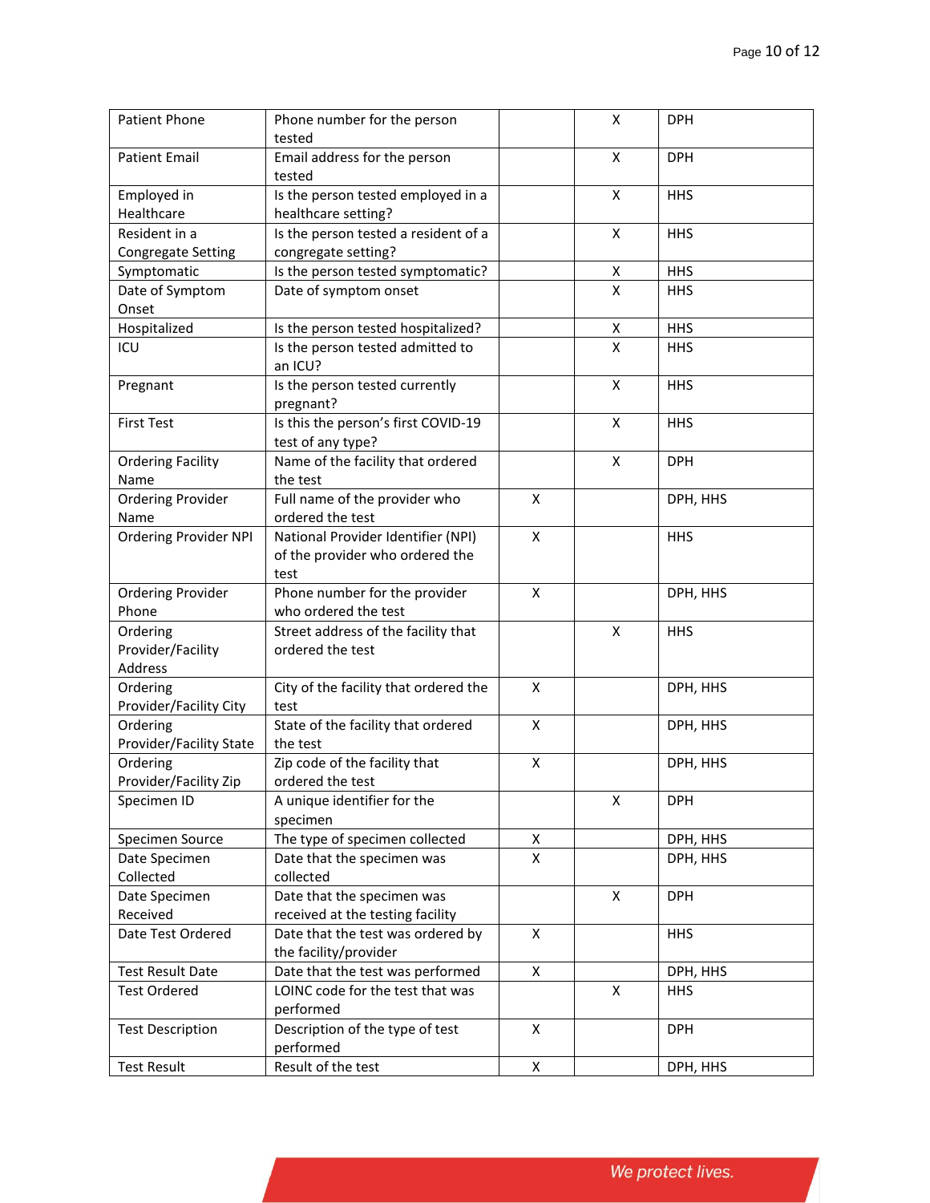| Patient Phone | Phone number for the person tested | | X | DPH |
|---|---|---|---|---|
| Patient Email | Email address for the person tested | | X | DPH |
| Employed in Healthcare | Is the person tested employed in a healthcare setting? | | X | HHS |
| Resident in a Congregate Setting | Is the person tested a resident of a congregate setting? | | X | HHS |
| Symptomatic | Is the person tested symptomatic? | | X | HHS |
| Date of Symptom Onset | Date of symptom onset | | X | HHS |
| Hospitalized | Is the person tested hospitalized? | | X | HHS |
| ICU | Is the person tested admitted to an ICU? | | X | HHS |
| Pregnant | Is the person tested currently pregnant? | | X | HHS |
| First Test | Is this the person's first COVID-19 test of any type? | | X | HHS |
| Ordering Facility Name | Name of the facility that ordered the test | | X | DPH |
| Ordering Provider Name | Full name of the provider who ordered the test | X | | DPH, HHS |
| Ordering Provider NPI | National Provider Identifier (NPI) of the provider who ordered the test | X | | HHS |
| Ordering Provider Phone | Phone number for the provider who ordered the test | X | | DPH, HHS |
| Ordering Provider/Facility Address | Street address of the facility that ordered the test | | X | HHS |
| Ordering Provider/Facility City | City of the facility that ordered the test | X | | DPH, HHS |
| Ordering Provider/Facility State | State of the facility that ordered the test | X | | DPH, HHS |
| Ordering Provider/Facility Zip | Zip code of the facility that ordered the test | X | | DPH, HHS |
| Specimen ID | A unique identifier for the specimen | | X | DPH |
| Specimen Source | The type of specimen collected | X | | DPH, HHS |
| Date Specimen Collected | Date that the specimen was collected | X | | DPH, HHS |
| Date Specimen Received | Date that the specimen was received at the testing facility | | X | DPH |
| Date Test Ordered | Date that the test was ordered by the facility/provider | X | | HHS |
| Test Result Date | Date that the test was performed | X | | DPH, HHS |
| Test Ordered | LOINC code for the test that was performed | | X | HHS |
| Test Description | Description of the type of test performed | X | | DPH |
| Test Result | Result of the test | X | | DPH, HHS |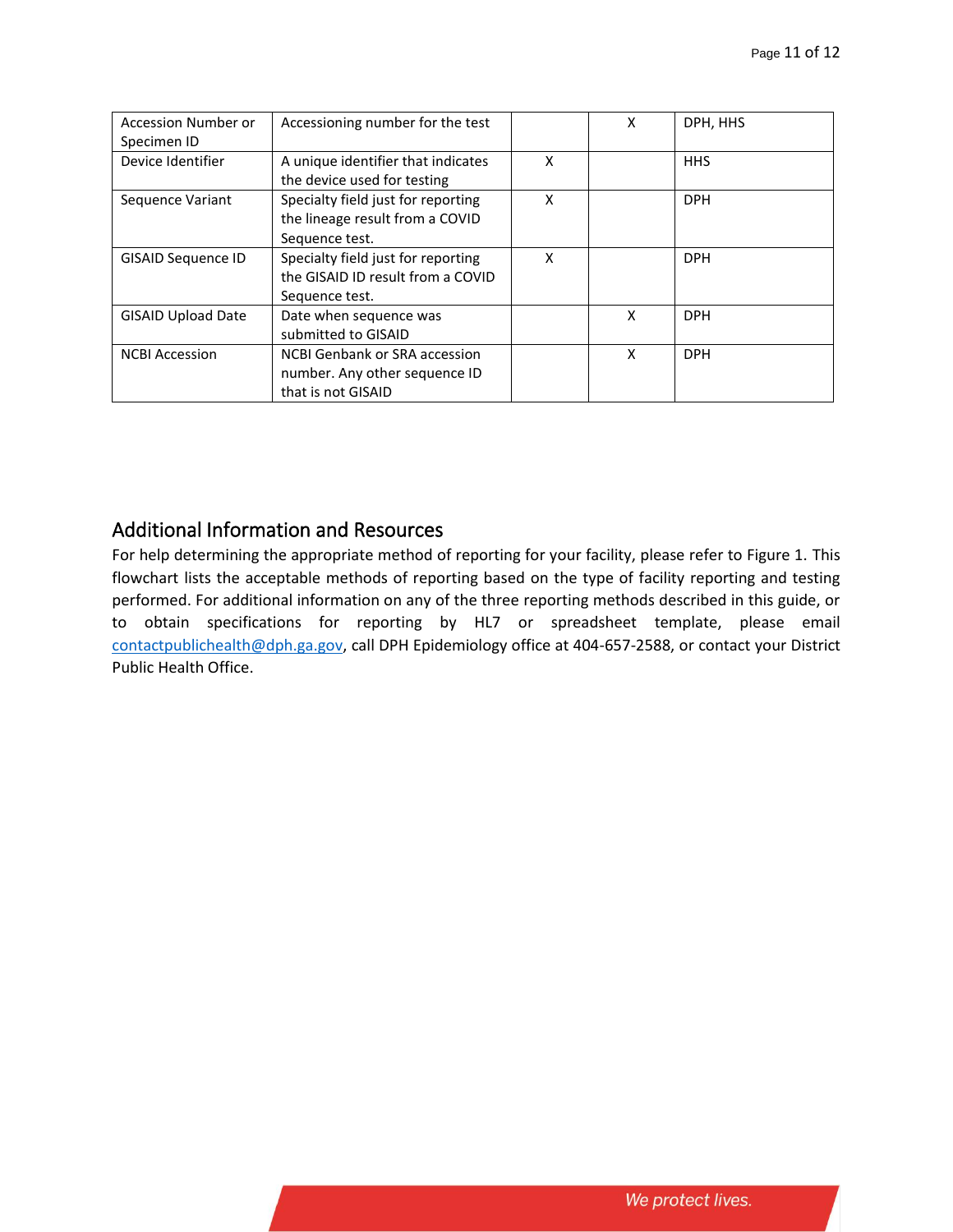| | | | | |
|---|---|---|---|---|
| Accession Number or Specimen ID | Accessioning number for the test | | X | DPH, HHS |
| Device Identifier | A unique identifier that indicates the device used for testing | X | | HHS |
| Sequence Variant | Specialty field just for reporting the lineage result from a COVID Sequence test. | X | | DPH |
| GISAID Sequence ID | Specialty field just for reporting the GISAID ID result from a COVID Sequence test. | X | | DPH |
| GISAID Upload Date | Date when sequence was submitted to GISAID | | X | DPH |
| NCBI Accession | NCBI Genbank or SRA accession number. Any other sequence ID that is not GISAID | | X | DPH |

## Additional Information and Resources

For help determining the appropriate method of reporting for your facility, please refer to Figure 1. This flowchart lists the acceptable methods of reporting based on the type of facility reporting and testing performed. For additional information on any of the three reporting methods described in this guide, or to obtain specifications for reporting by HL7 or spreadsheet template, please email contactpublichealth@dph.ga.gov, call DPH Epidemiology office at 404-657-2588, or contact your District Public Health Office.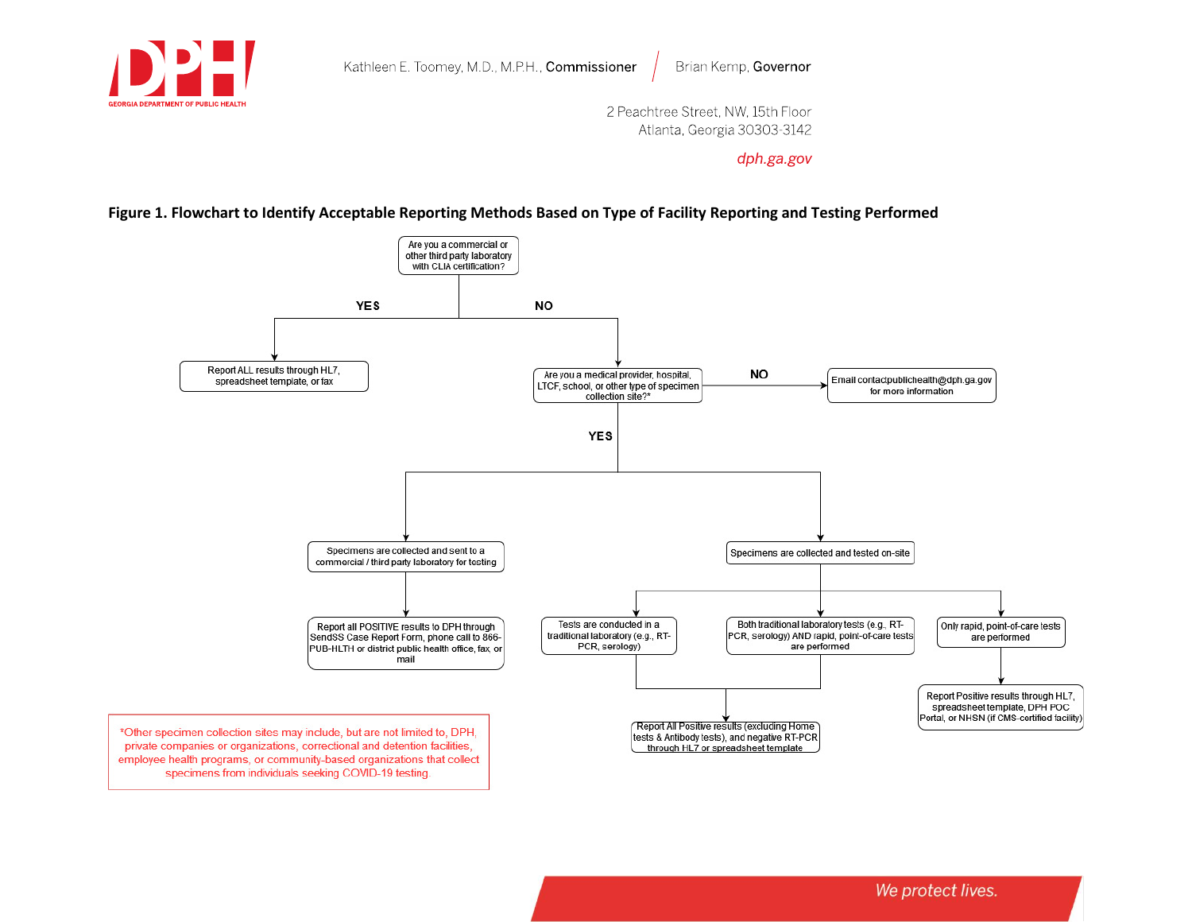Kathleen E. Toomey, M.D., M.P.H., Commissioner | Brian Kemp, Governor

2 Peachtree Street, NW, 15th Floor
Atlanta, Georgia 30303-3142

dph.ga.gov

**Figure 1. Flowchart to Identify Acceptable Reporting Methods Based on Type of Facility Reporting and Testing Performed**

Are you a commercial or other third party laboratory with CLIA certification?

YES

Report ALL results through HL7, spreadsheet template, or fax

NO

Are you a medical provider, hospital, LTCF, school, or other type of specimen collection site?*

NO

Email contactpublichealth@dph.ga.gov for more information

YES

Specimens are collected and sent to a commercial / third party laboratory for testing

Report all POSITIVE results to DPH through SendSS Case Report Form, phone call to 866-PUB-HLTH or district public health office, fax, or mail

Specimens are collected and tested on-site

Tests are conducted in a traditional laboratory (e.g., RT-PCR, serology)

Both traditional laboratory tests (e.g., RT-PCR, serology) AND rapid, point-of-care tests are performed

Report All Positive results (excluding Home tests & Antibody tests), and negative RT-PCR through HL7 or spreadsheet template

Only rapid, point-of-care tests are performed

Report Positive results through HL7, spreadsheet template, DPH POC Portal, or NHSN (if CMS-certified facility)

*Other specimen collection sites may include, but are not limited to, DPH, private companies or organizations, correctional and detention facilities, employee health programs, or community-based organizations that collect specimens from individuals seeking COVID-19 testing.

We protect lives.